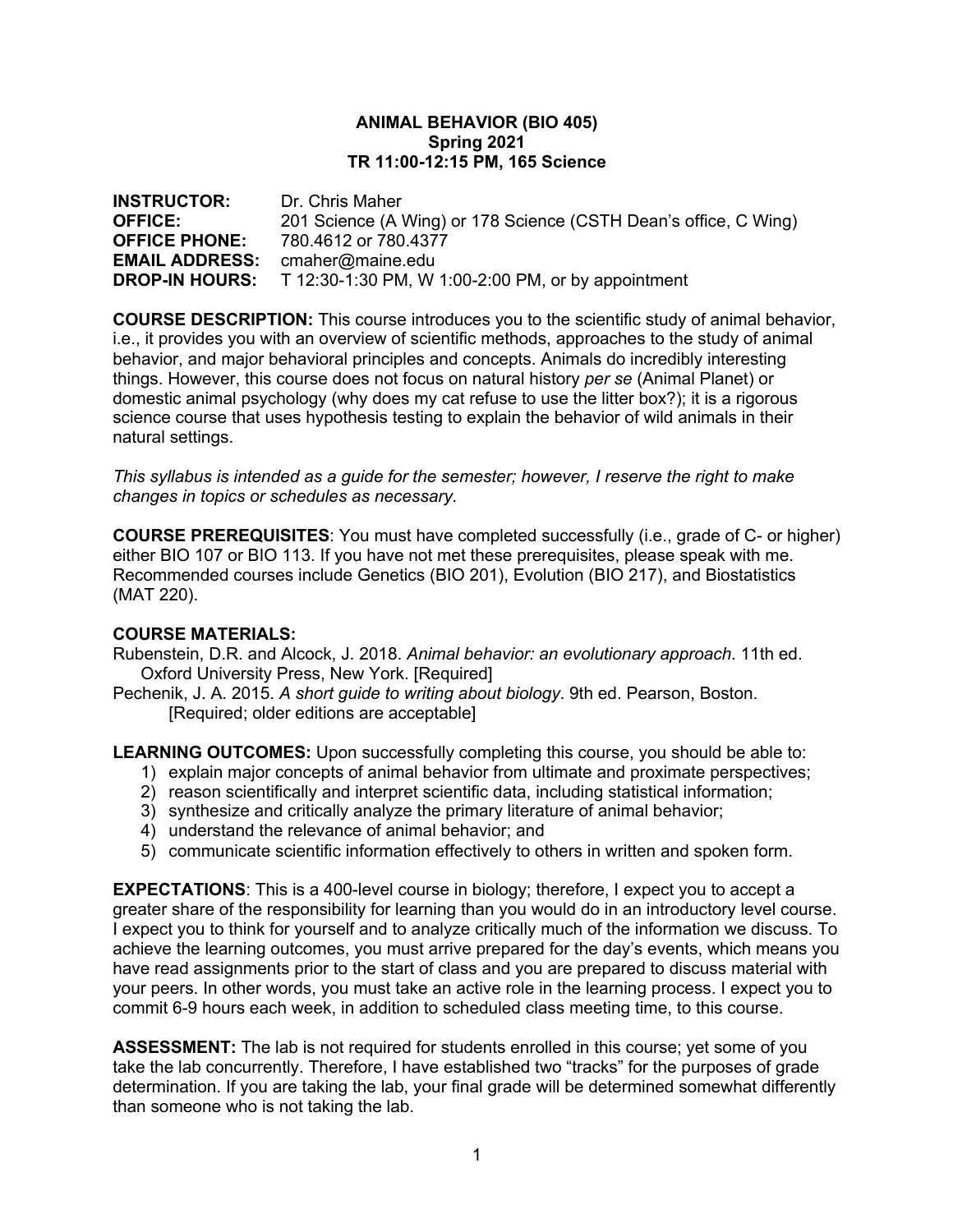# ANIMAL BEHAVIOR (BIO 405)
## Spring 2021
## TR 11:00-12:15 PM, 165 Science

**INSTRUCTOR:** Dr. Chris Maher
**OFFICE:** 201 Science (A Wing) or 178 Science (CSTH Dean's office, C Wing)
**OFFICE PHONE:** 780.4612 or 780.4377
**EMAIL ADDRESS:** cmaher@maine.edu
**DROP-IN HOURS:** T 12:30-1:30 PM, W 1:00-2:00 PM, or by appointment

**COURSE DESCRIPTION:** This course introduces you to the scientific study of animal behavior, i.e., it provides you with an overview of scientific methods, approaches to the study of animal behavior, and major behavioral principles and concepts. Animals do incredibly interesting things. However, this course does not focus on natural history *per se* (Animal Planet) or domestic animal psychology (why does my cat refuse to use the litter box?); it is a rigorous science course that uses hypothesis testing to explain the behavior of wild animals in their natural settings.

*This syllabus is intended as a guide for the semester; however, I reserve the right to make changes in topics or schedules as necessary.*

**COURSE PREREQUISITES**: You must have completed successfully (i.e., grade of C- or higher) either BIO 107 or BIO 113. If you have not met these prerequisites, please speak with me. Recommended courses include Genetics (BIO 201), Evolution (BIO 217), and Biostatistics (MAT 220).

**COURSE MATERIALS:**

Rubenstein, D.R. and Alcock, J. 2018. *Animal behavior: an evolutionary approach*. 11th ed. Oxford University Press, New York. [Required]

Pechenik, J. A. 2015. *A short guide to writing about biology*. 9th ed. Pearson, Boston. [Required; older editions are acceptable]

**LEARNING OUTCOMES:** Upon successfully completing this course, you should be able to:

1) explain major concepts of animal behavior from ultimate and proximate perspectives;
2) reason scientifically and interpret scientific data, including statistical information;
3) synthesize and critically analyze the primary literature of animal behavior;
4) understand the relevance of animal behavior; and
5) communicate scientific information effectively to others in written and spoken form.

**EXPECTATIONS**: This is a 400-level course in biology; therefore, I expect you to accept a greater share of the responsibility for learning than you would do in an introductory level course. I expect you to think for yourself and to analyze critically much of the information we discuss. To achieve the learning outcomes, you must arrive prepared for the day's events, which means you have read assignments prior to the start of class and you are prepared to discuss material with your peers. In other words, you must take an active role in the learning process. I expect you to commit 6-9 hours each week, in addition to scheduled class meeting time, to this course.

**ASSESSMENT:** The lab is not required for students enrolled in this course; yet some of you take the lab concurrently. Therefore, I have established two "tracks" for the purposes of grade determination. If you are taking the lab, your final grade will be determined somewhat differently than someone who is not taking the lab.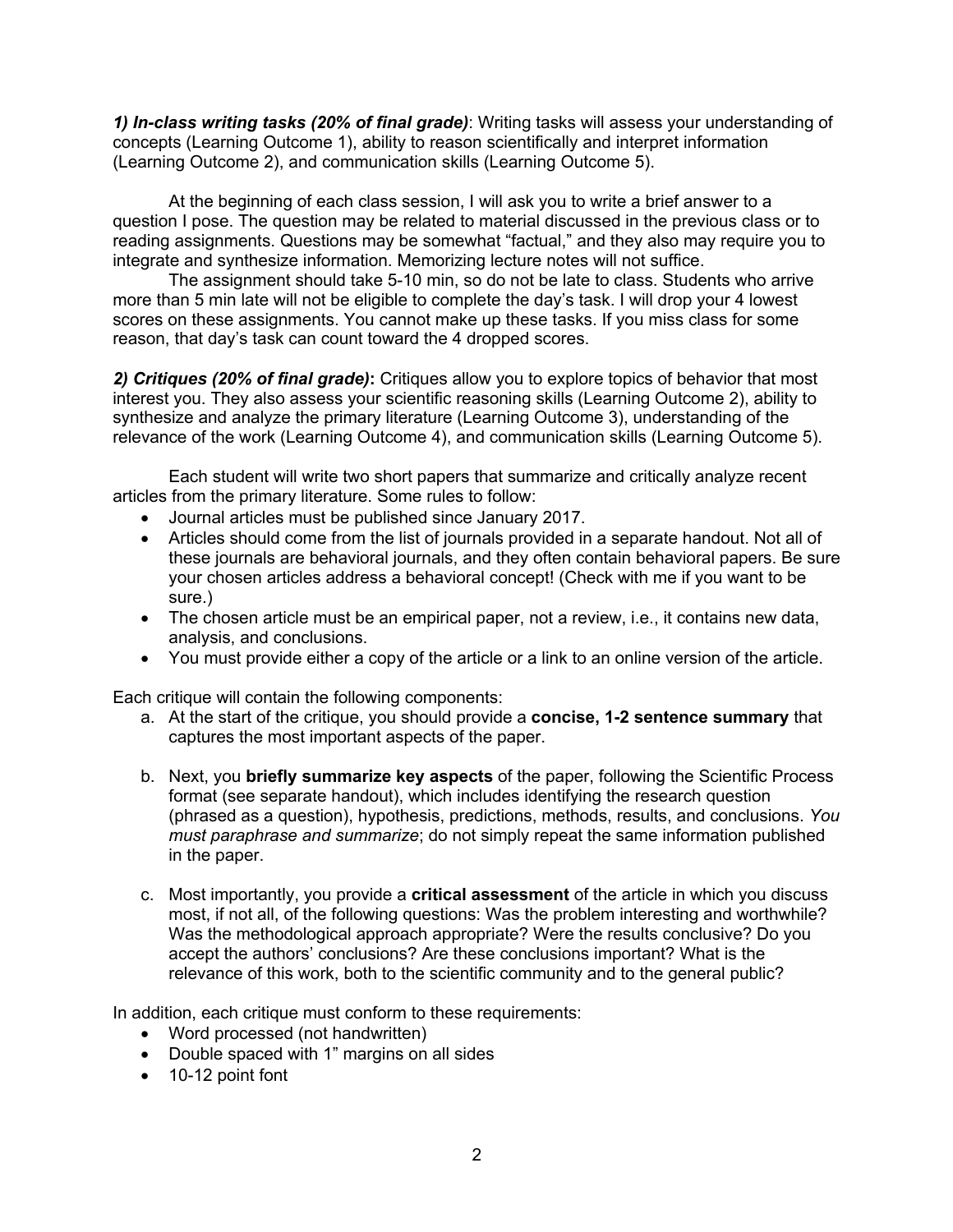***1) In-class writing tasks (20% of final grade)***: Writing tasks will assess your understanding of concepts (Learning Outcome 1), ability to reason scientifically and interpret information (Learning Outcome 2), and communication skills (Learning Outcome 5).

At the beginning of each class session, I will ask you to write a brief answer to a question I pose. The question may be related to material discussed in the previous class or to reading assignments. Questions may be somewhat "factual," and they also may require you to integrate and synthesize information. Memorizing lecture notes will not suffice.

The assignment should take 5-10 min, so do not be late to class. Students who arrive more than 5 min late will not be eligible to complete the day's task. I will drop your 4 lowest scores on these assignments. You cannot make up these tasks. If you miss class for some reason, that day's task can count toward the 4 dropped scores.

***2) Critiques (20% of final grade)*****:** Critiques allow you to explore topics of behavior that most interest you. They also assess your scientific reasoning skills (Learning Outcome 2), ability to synthesize and analyze the primary literature (Learning Outcome 3), understanding of the relevance of the work (Learning Outcome 4), and communication skills (Learning Outcome 5).

Each student will write two short papers that summarize and critically analyze recent articles from the primary literature. Some rules to follow:

- Journal articles must be published since January 2017.
- Articles should come from the list of journals provided in a separate handout. Not all of these journals are behavioral journals, and they often contain behavioral papers. Be sure your chosen articles address a behavioral concept! (Check with me if you want to be sure.)
- The chosen article must be an empirical paper, not a review, i.e., it contains new data, analysis, and conclusions.
- You must provide either a copy of the article or a link to an online version of the article.

Each critique will contain the following components:

a. At the start of the critique, you should provide a **concise, 1-2 sentence summary** that captures the most important aspects of the paper.

b. Next, you **briefly summarize key aspects** of the paper, following the Scientific Process format (see separate handout), which includes identifying the research question (phrased as a question), hypothesis, predictions, methods, results, and conclusions. *You must paraphrase and summarize*; do not simply repeat the same information published in the paper.

c. Most importantly, you provide a **critical assessment** of the article in which you discuss most, if not all, of the following questions: Was the problem interesting and worthwhile? Was the methodological approach appropriate? Were the results conclusive? Do you accept the authors' conclusions? Are these conclusions important? What is the relevance of this work, both to the scientific community and to the general public?

In addition, each critique must conform to these requirements:

- Word processed (not handwritten)
- Double spaced with 1" margins on all sides
- 10-12 point font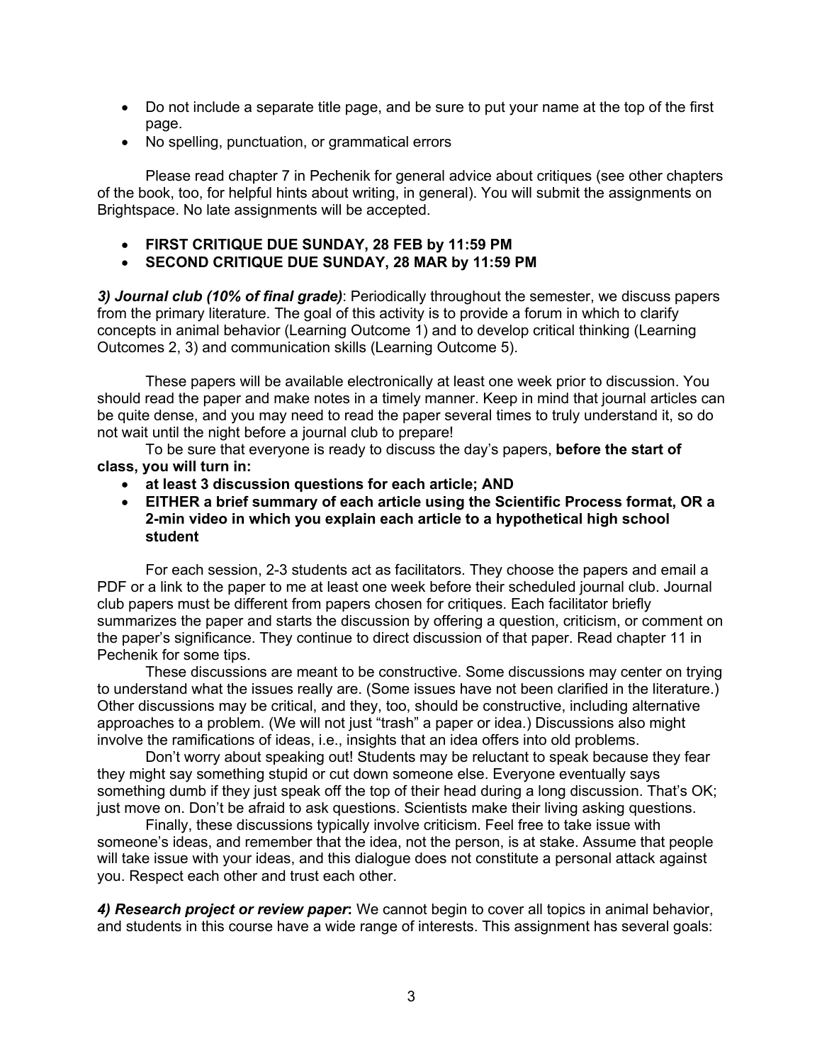- Do not include a separate title page, and be sure to put your name at the top of the first page.
- No spelling, punctuation, or grammatical errors

Please read chapter 7 in Pechenik for general advice about critiques (see other chapters of the book, too, for helpful hints about writing, in general). You will submit the assignments on Brightspace. No late assignments will be accepted.

- **FIRST CRITIQUE DUE SUNDAY, 28 FEB by 11:59 PM**
- **SECOND CRITIQUE DUE SUNDAY, 28 MAR by 11:59 PM**

***3) Journal club (10% of final grade)***: Periodically throughout the semester, we discuss papers from the primary literature. The goal of this activity is to provide a forum in which to clarify concepts in animal behavior (Learning Outcome 1) and to develop critical thinking (Learning Outcomes 2, 3) and communication skills (Learning Outcome 5).

These papers will be available electronically at least one week prior to discussion. You should read the paper and make notes in a timely manner. Keep in mind that journal articles can be quite dense, and you may need to read the paper several times to truly understand it, so do not wait until the night before a journal club to prepare!

To be sure that everyone is ready to discuss the day's papers, **before the start of class, you will turn in:**

- **at least 3 discussion questions for each article; AND**
- **EITHER a brief summary of each article using the Scientific Process format, OR a 2-min video in which you explain each article to a hypothetical high school student**

For each session, 2-3 students act as facilitators. They choose the papers and email a PDF or a link to the paper to me at least one week before their scheduled journal club. Journal club papers must be different from papers chosen for critiques. Each facilitator briefly summarizes the paper and starts the discussion by offering a question, criticism, or comment on the paper's significance. They continue to direct discussion of that paper. Read chapter 11 in Pechenik for some tips.

These discussions are meant to be constructive. Some discussions may center on trying to understand what the issues really are. (Some issues have not been clarified in the literature.) Other discussions may be critical, and they, too, should be constructive, including alternative approaches to a problem. (We will not just "trash" a paper or idea.) Discussions also might involve the ramifications of ideas, i.e., insights that an idea offers into old problems.

Don't worry about speaking out! Students may be reluctant to speak because they fear they might say something stupid or cut down someone else. Everyone eventually says something dumb if they just speak off the top of their head during a long discussion. That's OK; just move on. Don't be afraid to ask questions. Scientists make their living asking questions.

Finally, these discussions typically involve criticism. Feel free to take issue with someone's ideas, and remember that the idea, not the person, is at stake. Assume that people will take issue with your ideas, and this dialogue does not constitute a personal attack against you. Respect each other and trust each other.

***4) Research project or review paper*:** We cannot begin to cover all topics in animal behavior, and students in this course have a wide range of interests. This assignment has several goals: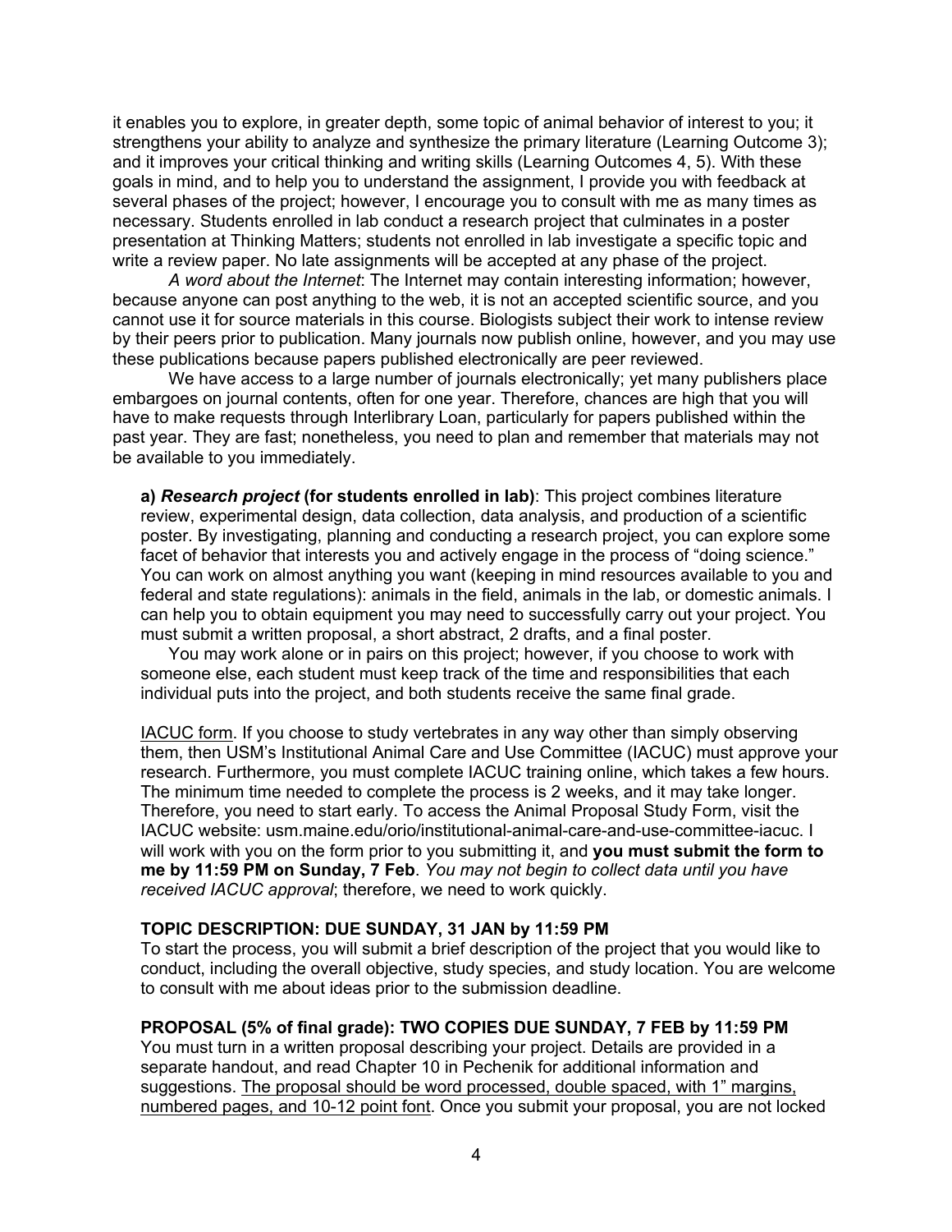it enables you to explore, in greater depth, some topic of animal behavior of interest to you; it strengthens your ability to analyze and synthesize the primary literature (Learning Outcome 3); and it improves your critical thinking and writing skills (Learning Outcomes 4, 5). With these goals in mind, and to help you to understand the assignment, I provide you with feedback at several phases of the project; however, I encourage you to consult with me as many times as necessary. Students enrolled in lab conduct a research project that culminates in a poster presentation at Thinking Matters; students not enrolled in lab investigate a specific topic and write a review paper. No late assignments will be accepted at any phase of the project.

*A word about the Internet*: The Internet may contain interesting information; however, because anyone can post anything to the web, it is not an accepted scientific source, and you cannot use it for source materials in this course. Biologists subject their work to intense review by their peers prior to publication. Many journals now publish online, however, and you may use these publications because papers published electronically are peer reviewed.

We have access to a large number of journals electronically; yet many publishers place embargoes on journal contents, often for one year. Therefore, chances are high that you will have to make requests through Interlibrary Loan, particularly for papers published within the past year. They are fast; nonetheless, you need to plan and remember that materials may not be available to you immediately.

**a) *Research project* (for students enrolled in lab)**: This project combines literature review, experimental design, data collection, data analysis, and production of a scientific poster. By investigating, planning and conducting a research project, you can explore some facet of behavior that interests you and actively engage in the process of "doing science." You can work on almost anything you want (keeping in mind resources available to you and federal and state regulations): animals in the field, animals in the lab, or domestic animals. I can help you to obtain equipment you may need to successfully carry out your project. You must submit a written proposal, a short abstract, 2 drafts, and a final poster.

You may work alone or in pairs on this project; however, if you choose to work with someone else, each student must keep track of the time and responsibilities that each individual puts into the project, and both students receive the same final grade.

<u>IACUC form</u>. If you choose to study vertebrates in any way other than simply observing them, then USM's Institutional Animal Care and Use Committee (IACUC) must approve your research. Furthermore, you must complete IACUC training online, which takes a few hours. The minimum time needed to complete the process is 2 weeks, and it may take longer. Therefore, you need to start early. To access the Animal Proposal Study Form, visit the IACUC website: usm.maine.edu/orio/institutional-animal-care-and-use-committee-iacuc. I will work with you on the form prior to you submitting it, and **you must submit the form to me by 11:59 PM on Sunday, 7 Feb**. *You may not begin to collect data until you have received IACUC approval*; therefore, we need to work quickly.

**TOPIC DESCRIPTION: DUE SUNDAY, 31 JAN by 11:59 PM**

To start the process, you will submit a brief description of the project that you would like to conduct, including the overall objective, study species, and study location. You are welcome to consult with me about ideas prior to the submission deadline.

**PROPOSAL (5% of final grade): TWO COPIES DUE SUNDAY, 7 FEB by 11:59 PM**

You must turn in a written proposal describing your project. Details are provided in a separate handout, and read Chapter 10 in Pechenik for additional information and suggestions. <u>The proposal should be word processed, double spaced, with 1" margins, numbered pages, and 10-12 point font</u>. Once you submit your proposal, you are not locked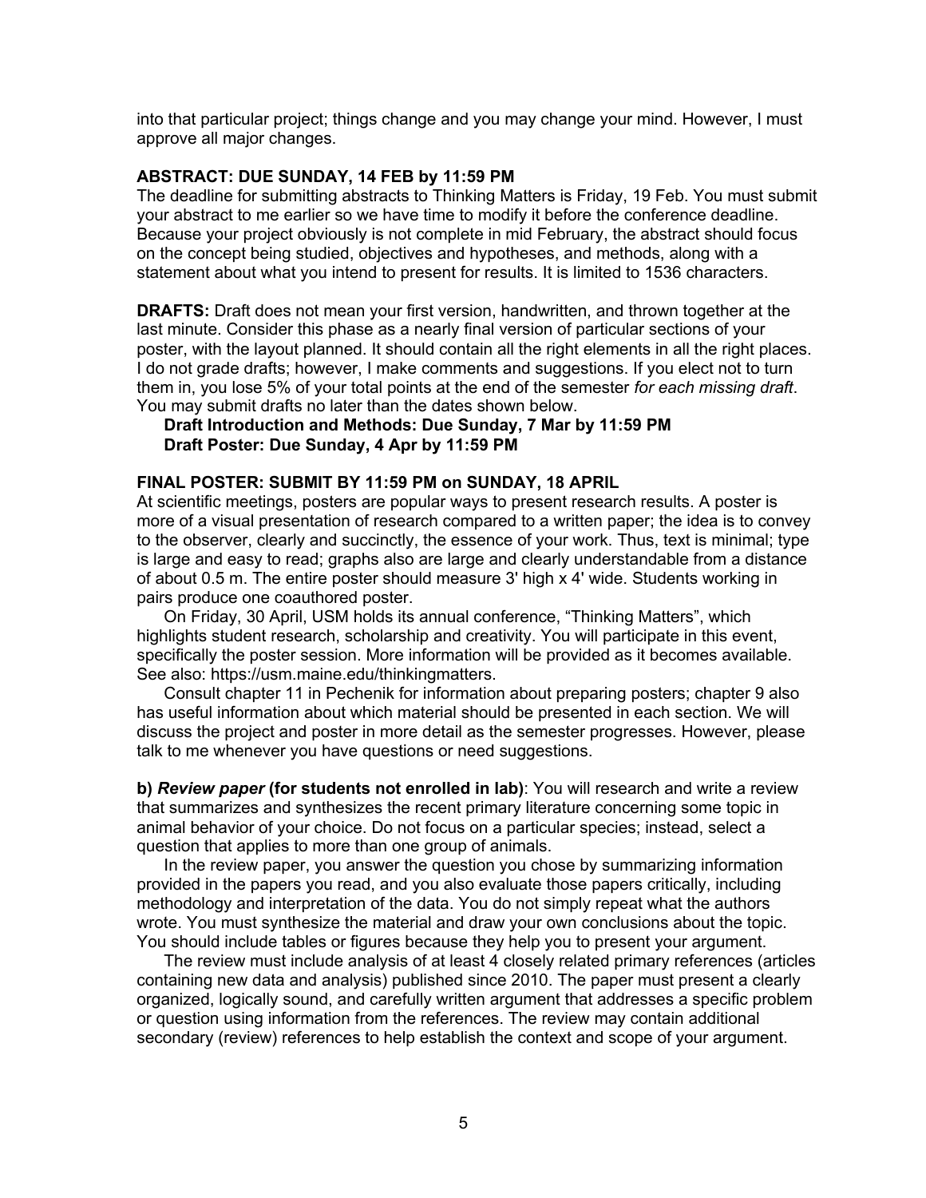into that particular project; things change and you may change your mind. However, I must approve all major changes.

**ABSTRACT: DUE SUNDAY, 14 FEB by 11:59 PM**

The deadline for submitting abstracts to Thinking Matters is Friday, 19 Feb. You must submit your abstract to me earlier so we have time to modify it before the conference deadline. Because your project obviously is not complete in mid February, the abstract should focus on the concept being studied, objectives and hypotheses, and methods, along with a statement about what you intend to present for results. It is limited to 1536 characters.

**DRAFTS:** Draft does not mean your first version, handwritten, and thrown together at the last minute. Consider this phase as a nearly final version of particular sections of your poster, with the layout planned. It should contain all the right elements in all the right places. I do not grade drafts; however, I make comments and suggestions. If you elect not to turn them in, you lose 5% of your total points at the end of the semester *for each missing draft*. You may submit drafts no later than the dates shown below.

**Draft Introduction and Methods: Due Sunday, 7 Mar by 11:59 PM**
**Draft Poster: Due Sunday, 4 Apr by 11:59 PM**

**FINAL POSTER: SUBMIT BY 11:59 PM on SUNDAY, 18 APRIL**

At scientific meetings, posters are popular ways to present research results. A poster is more of a visual presentation of research compared to a written paper; the idea is to convey to the observer, clearly and succinctly, the essence of your work. Thus, text is minimal; type is large and easy to read; graphs also are large and clearly understandable from a distance of about 0.5 m. The entire poster should measure 3' high x 4' wide. Students working in pairs produce one coauthored poster.

On Friday, 30 April, USM holds its annual conference, "Thinking Matters", which highlights student research, scholarship and creativity. You will participate in this event, specifically the poster session. More information will be provided as it becomes available. See also: https://usm.maine.edu/thinkingmatters.

Consult chapter 11 in Pechenik for information about preparing posters; chapter 9 also has useful information about which material should be presented in each section. We will discuss the project and poster in more detail as the semester progresses. However, please talk to me whenever you have questions or need suggestions.

**b) *Review paper* (for students not enrolled in lab)**: You will research and write a review that summarizes and synthesizes the recent primary literature concerning some topic in animal behavior of your choice. Do not focus on a particular species; instead, select a question that applies to more than one group of animals.

In the review paper, you answer the question you chose by summarizing information provided in the papers you read, and you also evaluate those papers critically, including methodology and interpretation of the data. You do not simply repeat what the authors wrote. You must synthesize the material and draw your own conclusions about the topic. You should include tables or figures because they help you to present your argument.

The review must include analysis of at least 4 closely related primary references (articles containing new data and analysis) published since 2010. The paper must present a clearly organized, logically sound, and carefully written argument that addresses a specific problem or question using information from the references. The review may contain additional secondary (review) references to help establish the context and scope of your argument.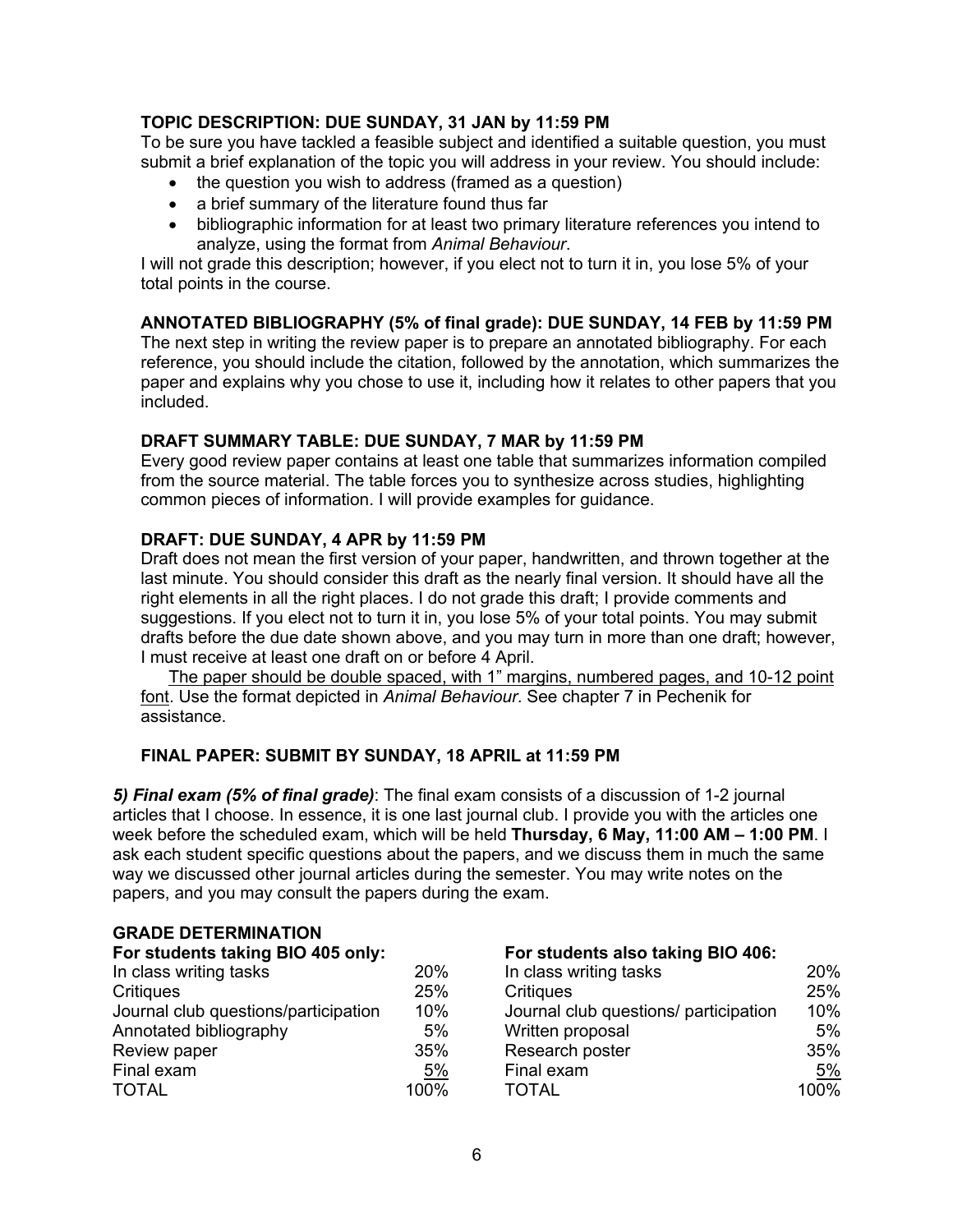**TOPIC DESCRIPTION: DUE SUNDAY, 31 JAN by 11:59 PM**

To be sure you have tackled a feasible subject and identified a suitable question, you must submit a brief explanation of the topic you will address in your review. You should include:

- the question you wish to address (framed as a question)
- a brief summary of the literature found thus far
- bibliographic information for at least two primary literature references you intend to analyze, using the format from *Animal Behaviour*.

I will not grade this description; however, if you elect not to turn it in, you lose 5% of your total points in the course.

**ANNOTATED BIBLIOGRAPHY (5% of final grade): DUE SUNDAY, 14 FEB by 11:59 PM**

The next step in writing the review paper is to prepare an annotated bibliography. For each reference, you should include the citation, followed by the annotation, which summarizes the paper and explains why you chose to use it, including how it relates to other papers that you included.

**DRAFT SUMMARY TABLE: DUE SUNDAY, 7 MAR by 11:59 PM**

Every good review paper contains at least one table that summarizes information compiled from the source material. The table forces you to synthesize across studies, highlighting common pieces of information. I will provide examples for guidance.

**DRAFT: DUE SUNDAY, 4 APR by 11:59 PM**

Draft does not mean the first version of your paper, handwritten, and thrown together at the last minute. You should consider this draft as the nearly final version. It should have all the right elements in all the right places. I do not grade this draft; I provide comments and suggestions. If you elect not to turn it in, you lose 5% of your total points. You may submit drafts before the due date shown above, and you may turn in more than one draft; however, I must receive at least one draft on or before 4 April.

The paper should be double spaced, with 1" margins, numbered pages, and 10-12 point font. Use the format depicted in *Animal Behaviour*. See chapter 7 in Pechenik for assistance.

**FINAL PAPER: SUBMIT BY SUNDAY, 18 APRIL at 11:59 PM**

***5) Final exam (5% of final grade)***: The final exam consists of a discussion of 1-2 journal articles that I choose. In essence, it is one last journal club. I provide you with the articles one week before the scheduled exam, which will be held **Thursday, 6 May, 11:00 AM – 1:00 PM**. I ask each student specific questions about the papers, and we discuss them in much the same way we discussed other journal articles during the semester. You may write notes on the papers, and you may consult the papers during the exam.

**GRADE DETERMINATION**

| **For students taking BIO 405 only:** | | **For students also taking BIO 406:** | |
|---|---|---|---|
| In class writing tasks | 20% | In class writing tasks | 20% |
| Critiques | 25% | Critiques | 25% |
| Journal club questions/participation | 10% | Journal club questions/ participation | 10% |
| Annotated bibliography | 5% | Written proposal | 5% |
| Review paper | 35% | Research poster | 35% |
| Final exam | 5% | Final exam | 5% |
| TOTAL | 100% | TOTAL | 100% |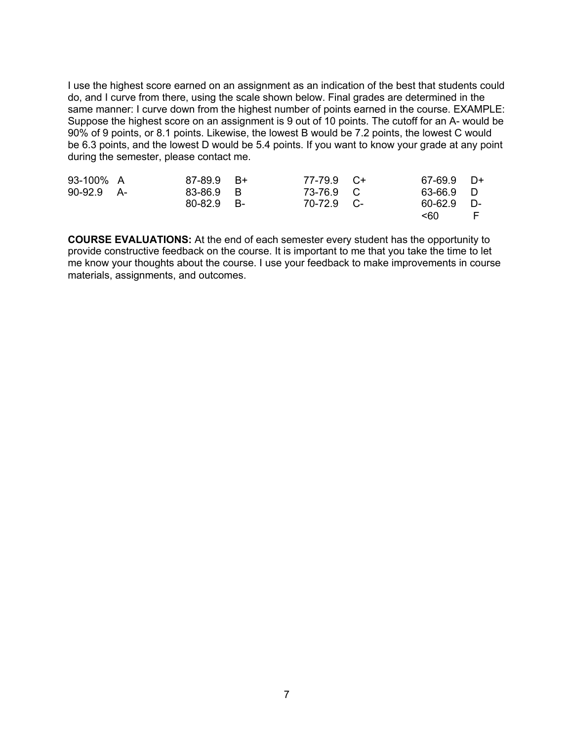I use the highest score earned on an assignment as an indication of the best that students could do, and I curve from there, using the scale shown below. Final grades are determined in the same manner: I curve down from the highest number of points earned in the course. EXAMPLE: Suppose the highest score on an assignment is 9 out of 10 points. The cutoff for an A- would be 90% of 9 points, or 8.1 points. Likewise, the lowest B would be 7.2 points, the lowest C would be 6.3 points, and the lowest D would be 5.4 points. If you want to know your grade at any point during the semester, please contact me.

| | | | | | | | |
|---|---|---|---|---|---|---|---|
| 93-100% | A | 87-89.9 | B+ | 77-79.9 | C+ | 67-69.9 | D+ |
| 90-92.9 | A- | 83-86.9 | B | 73-76.9 | C | 63-66.9 | D |
| | | 80-82.9 | B- | 70-72.9 | C- | 60-62.9 | D- |
| | | | | | | <60 | F |

**COURSE EVALUATIONS:** At the end of each semester every student has the opportunity to provide constructive feedback on the course. It is important to me that you take the time to let me know your thoughts about the course. I use your feedback to make improvements in course materials, assignments, and outcomes.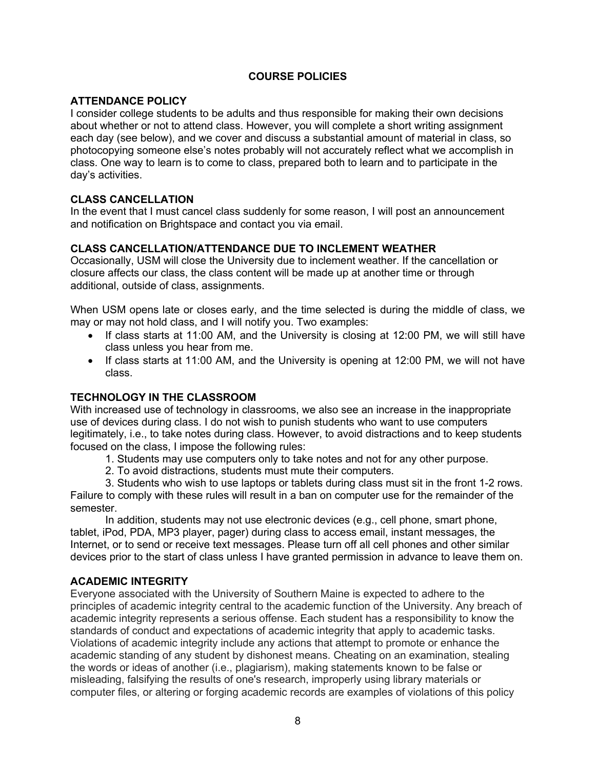## COURSE POLICIES

### ATTENDANCE POLICY

I consider college students to be adults and thus responsible for making their own decisions about whether or not to attend class. However, you will complete a short writing assignment each day (see below), and we cover and discuss a substantial amount of material in class, so photocopying someone else's notes probably will not accurately reflect what we accomplish in class. One way to learn is to come to class, prepared both to learn and to participate in the day's activities.

### CLASS CANCELLATION

In the event that I must cancel class suddenly for some reason, I will post an announcement and notification on Brightspace and contact you via email.

### CLASS CANCELLATION/ATTENDANCE DUE TO INCLEMENT WEATHER

Occasionally, USM will close the University due to inclement weather. If the cancellation or closure affects our class, the class content will be made up at another time or through additional, outside of class, assignments.

When USM opens late or closes early, and the time selected is during the middle of class, we may or may not hold class, and I will notify you. Two examples:

- If class starts at 11:00 AM, and the University is closing at 12:00 PM, we will still have class unless you hear from me.
- If class starts at 11:00 AM, and the University is opening at 12:00 PM, we will not have class.

### TECHNOLOGY IN THE CLASSROOM

With increased use of technology in classrooms, we also see an increase in the inappropriate use of devices during class. I do not wish to punish students who want to use computers legitimately, i.e., to take notes during class. However, to avoid distractions and to keep students focused on the class, I impose the following rules:

1. Students may use computers only to take notes and not for any other purpose.
2. To avoid distractions, students must mute their computers.
3. Students who wish to use laptops or tablets during class must sit in the front 1-2 rows.

Failure to comply with these rules will result in a ban on computer use for the remainder of the semester.

In addition, students may not use electronic devices (e.g., cell phone, smart phone, tablet, iPod, PDA, MP3 player, pager) during class to access email, instant messages, the Internet, or to send or receive text messages. Please turn off all cell phones and other similar devices prior to the start of class unless I have granted permission in advance to leave them on.

### ACADEMIC INTEGRITY

Everyone associated with the University of Southern Maine is expected to adhere to the principles of academic integrity central to the academic function of the University. Any breach of academic integrity represents a serious offense. Each student has a responsibility to know the standards of conduct and expectations of academic integrity that apply to academic tasks. Violations of academic integrity include any actions that attempt to promote or enhance the academic standing of any student by dishonest means. Cheating on an examination, stealing the words or ideas of another (i.e., plagiarism), making statements known to be false or misleading, falsifying the results of one's research, improperly using library materials or computer files, or altering or forging academic records are examples of violations of this policy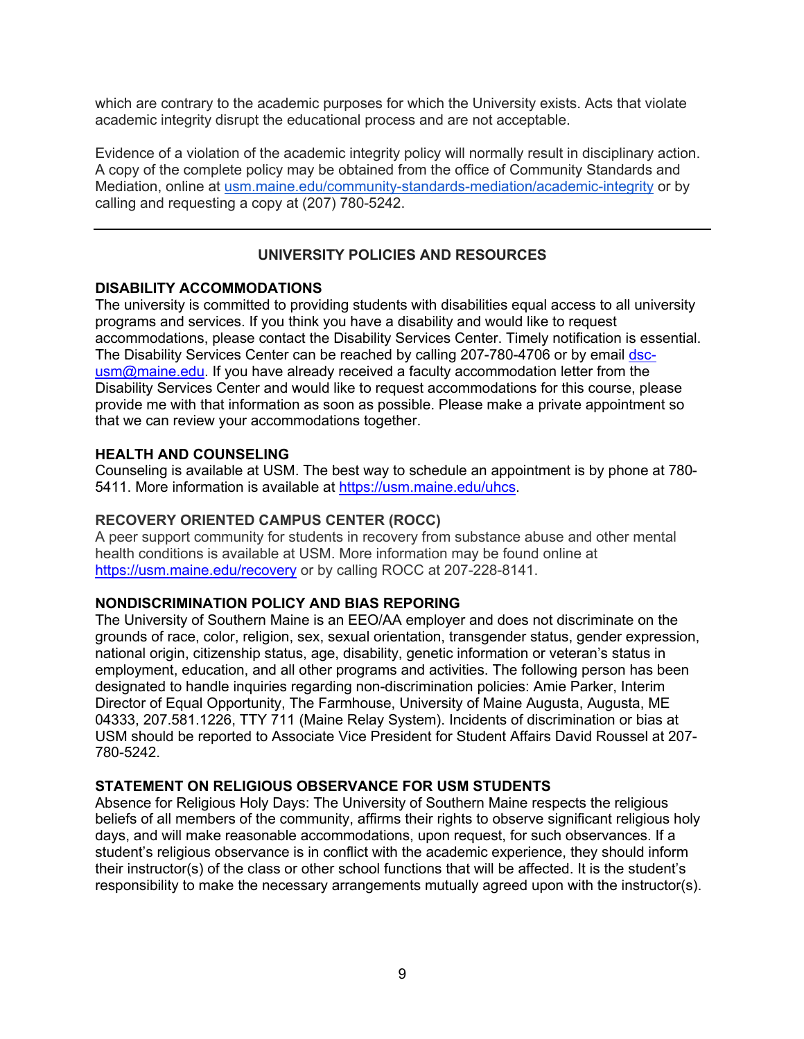which are contrary to the academic purposes for which the University exists. Acts that violate academic integrity disrupt the educational process and are not acceptable.

Evidence of a violation of the academic integrity policy will normally result in disciplinary action. A copy of the complete policy may be obtained from the office of Community Standards and Mediation, online at [usm.maine.edu/community-standards-mediation/academic-integrity](usm.maine.edu/community-standards-mediation/academic-integrity) or by calling and requesting a copy at (207) 780-5242.

---

## UNIVERSITY POLICIES AND RESOURCES

### DISABILITY ACCOMMODATIONS

The university is committed to providing students with disabilities equal access to all university programs and services. If you think you have a disability and would like to request accommodations, please contact the Disability Services Center. Timely notification is essential. The Disability Services Center can be reached by calling 207-780-4706 or by email [dsc-usm@maine.edu](mailto:dsc-usm@maine.edu). If you have already received a faculty accommodation letter from the Disability Services Center and would like to request accommodations for this course, please provide me with that information as soon as possible. Please make a private appointment so that we can review your accommodations together.

### HEALTH AND COUNSELING

Counseling is available at USM. The best way to schedule an appointment is by phone at 780-5411. More information is available at [https://usm.maine.edu/uhcs](https://usm.maine.edu/uhcs).

### RECOVERY ORIENTED CAMPUS CENTER (ROCC)

A peer support community for students in recovery from substance abuse and other mental health conditions is available at USM. More information may be found online at [https://usm.maine.edu/recovery](https://usm.maine.edu/recovery) or by calling ROCC at 207-228-8141.

### NONDISCRIMINATION POLICY AND BIAS REPORING

The University of Southern Maine is an EEO/AA employer and does not discriminate on the grounds of race, color, religion, sex, sexual orientation, transgender status, gender expression, national origin, citizenship status, age, disability, genetic information or veteran's status in employment, education, and all other programs and activities. The following person has been designated to handle inquiries regarding non-discrimination policies: Amie Parker, Interim Director of Equal Opportunity, The Farmhouse, University of Maine Augusta, Augusta, ME 04333, 207.581.1226, TTY 711 (Maine Relay System). Incidents of discrimination or bias at USM should be reported to Associate Vice President for Student Affairs David Roussel at 207-780-5242.

### STATEMENT ON RELIGIOUS OBSERVANCE FOR USM STUDENTS

Absence for Religious Holy Days: The University of Southern Maine respects the religious beliefs of all members of the community, affirms their rights to observe significant religious holy days, and will make reasonable accommodations, upon request, for such observances. If a student's religious observance is in conflict with the academic experience, they should inform their instructor(s) of the class or other school functions that will be affected. It is the student's responsibility to make the necessary arrangements mutually agreed upon with the instructor(s).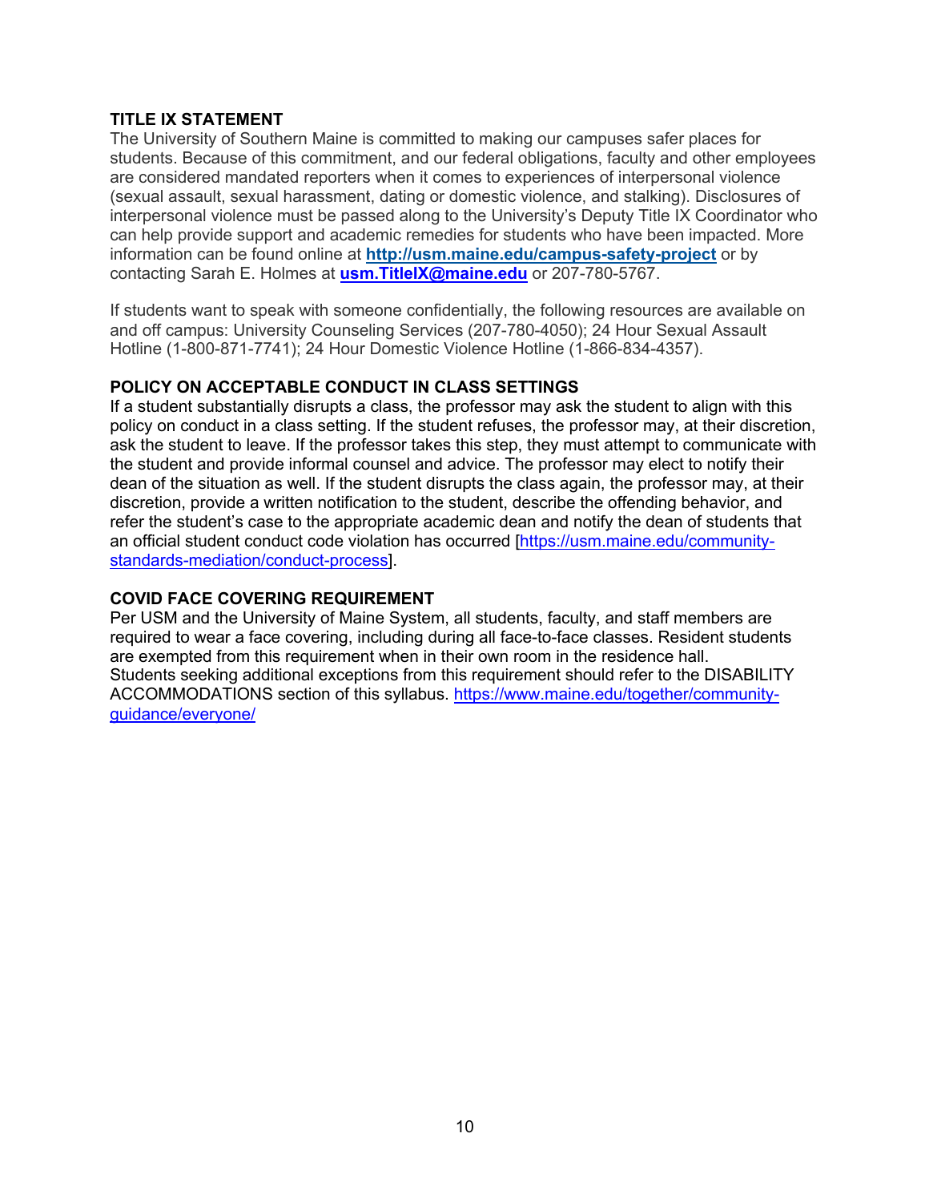## TITLE IX STATEMENT

The University of Southern Maine is committed to making our campuses safer places for students. Because of this commitment, and our federal obligations, faculty and other employees are considered mandated reporters when it comes to experiences of interpersonal violence (sexual assault, sexual harassment, dating or domestic violence, and stalking). Disclosures of interpersonal violence must be passed along to the University's Deputy Title IX Coordinator who can help provide support and academic remedies for students who have been impacted. More information can be found online at **http://usm.maine.edu/campus-safety-project** or by contacting Sarah E. Holmes at **usm.TitleIX@maine.edu** or 207-780-5767.

If students want to speak with someone confidentially, the following resources are available on and off campus: University Counseling Services (207-780-4050); 24 Hour Sexual Assault Hotline (1-800-871-7741); 24 Hour Domestic Violence Hotline (1-866-834-4357).

## POLICY ON ACCEPTABLE CONDUCT IN CLASS SETTINGS

If a student substantially disrupts a class, the professor may ask the student to align with this policy on conduct in a class setting. If the student refuses, the professor may, at their discretion, ask the student to leave. If the professor takes this step, they must attempt to communicate with the student and provide informal counsel and advice. The professor may elect to notify their dean of the situation as well. If the student disrupts the class again, the professor may, at their discretion, provide a written notification to the student, describe the offending behavior, and refer the student's case to the appropriate academic dean and notify the dean of students that an official student conduct code violation has occurred [https://usm.maine.edu/community-standards-mediation/conduct-process].

## COVID FACE COVERING REQUIREMENT

Per USM and the University of Maine System, all students, faculty, and staff members are required to wear a face covering, including during all face-to-face classes. Resident students are exempted from this requirement when in their own room in the residence hall.
Students seeking additional exceptions from this requirement should refer to the DISABILITY ACCOMMODATIONS section of this syllabus. https://www.maine.edu/together/community-guidance/everyone/